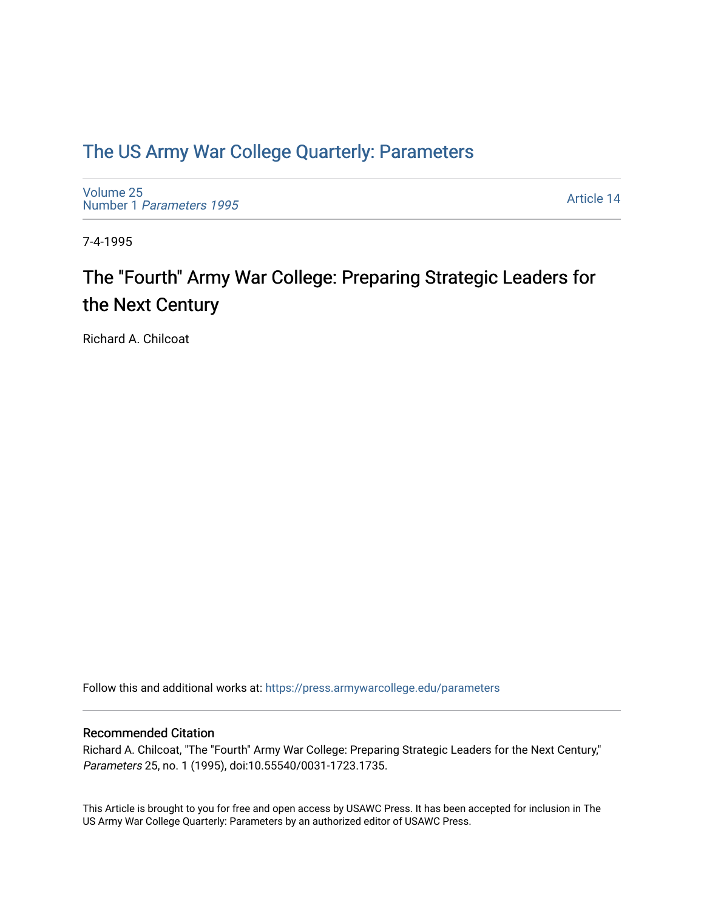# The US Army War College Quarterly: Parameters

Volume 25
Number 1 *Parameters 1995*

Article 14

7-4-1995

## The "Fourth" Army War College: Preparing Strategic Leaders for the Next Century

Richard A. Chilcoat

Follow this and additional works at: https://press.armywarcollege.edu/parameters

### Recommended Citation

Richard A. Chilcoat, "The "Fourth" Army War College: Preparing Strategic Leaders for the Next Century," *Parameters* 25, no. 1 (1995), doi:10.55540/0031-1723.1735.

This Article is brought to you for free and open access by USAWC Press. It has been accepted for inclusion in The US Army War College Quarterly: Parameters by an authorized editor of USAWC Press.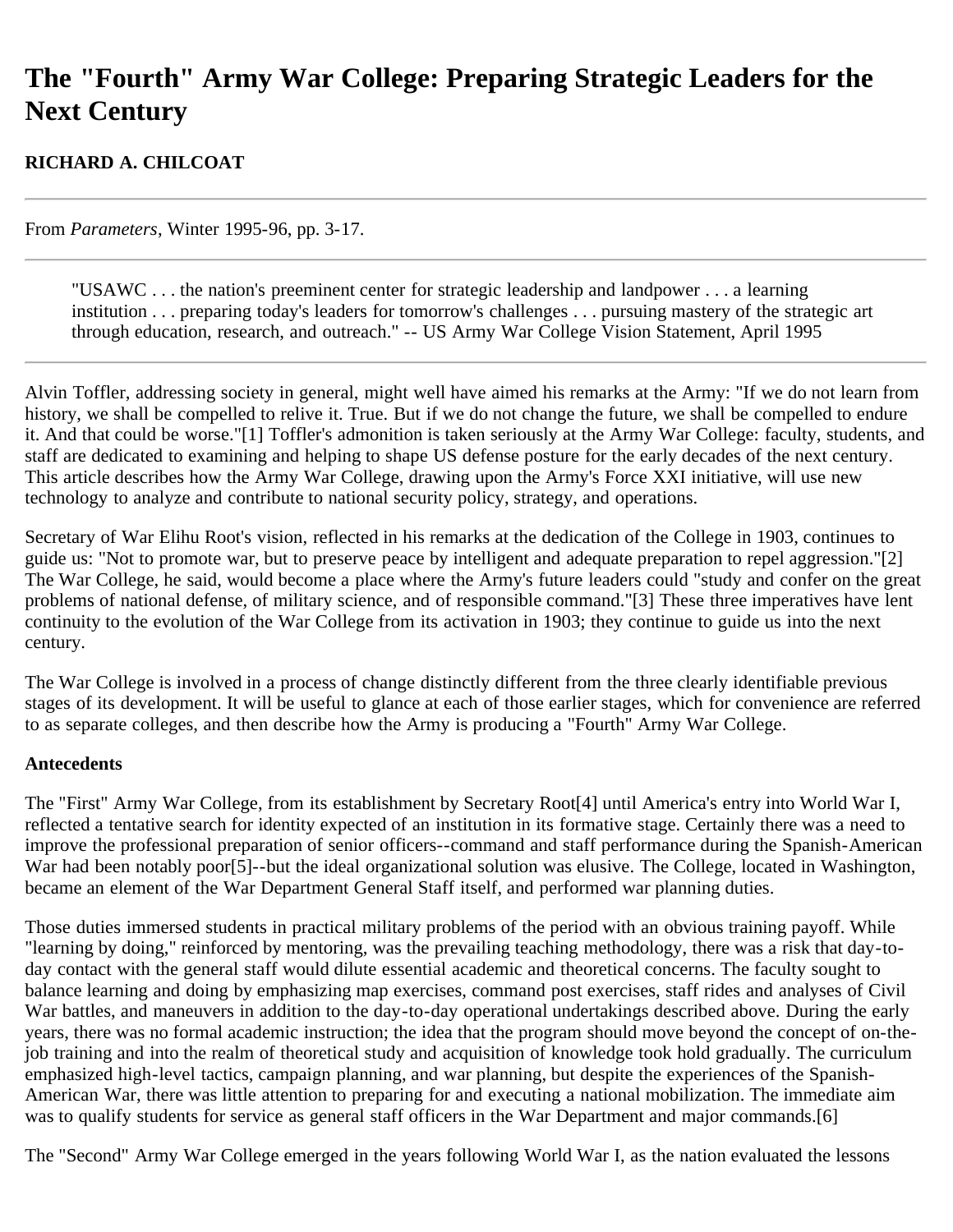# The "Fourth" Army War College: Preparing Strategic Leaders for the Next Century

**RICHARD A. CHILCOAT**

From *Parameters*, Winter 1995-96, pp. 3-17.

> "USAWC . . . the nation's preeminent center for strategic leadership and landpower . . . a learning institution . . . preparing today's leaders for tomorrow's challenges . . . pursuing mastery of the strategic art through education, research, and outreach." -- US Army War College Vision Statement, April 1995

Alvin Toffler, addressing society in general, might well have aimed his remarks at the Army: "If we do not learn from history, we shall be compelled to relive it. True. But if we do not change the future, we shall be compelled to endure it. And that could be worse."[1] Toffler's admonition is taken seriously at the Army War College: faculty, students, and staff are dedicated to examining and helping to shape US defense posture for the early decades of the next century. This article describes how the Army War College, drawing upon the Army's Force XXI initiative, will use new technology to analyze and contribute to national security policy, strategy, and operations.

Secretary of War Elihu Root's vision, reflected in his remarks at the dedication of the College in 1903, continues to guide us: "Not to promote war, but to preserve peace by intelligent and adequate preparation to repel aggression."[2] The War College, he said, would become a place where the Army's future leaders could "study and confer on the great problems of national defense, of military science, and of responsible command."[3] These three imperatives have lent continuity to the evolution of the War College from its activation in 1903; they continue to guide us into the next century.

The War College is involved in a process of change distinctly different from the three clearly identifiable previous stages of its development. It will be useful to glance at each of those earlier stages, which for convenience are referred to as separate colleges, and then describe how the Army is producing a "Fourth" Army War College.

**Antecedents**

The "First" Army War College, from its establishment by Secretary Root[4] until America's entry into World War I, reflected a tentative search for identity expected of an institution in its formative stage. Certainly there was a need to improve the professional preparation of senior officers--command and staff performance during the Spanish-American War had been notably poor[5]--but the ideal organizational solution was elusive. The College, located in Washington, became an element of the War Department General Staff itself, and performed war planning duties.

Those duties immersed students in practical military problems of the period with an obvious training payoff. While "learning by doing," reinforced by mentoring, was the prevailing teaching methodology, there was a risk that day-to-day contact with the general staff would dilute essential academic and theoretical concerns. The faculty sought to balance learning and doing by emphasizing map exercises, command post exercises, staff rides and analyses of Civil War battles, and maneuvers in addition to the day-to-day operational undertakings described above. During the early years, there was no formal academic instruction; the idea that the program should move beyond the concept of on-the-job training and into the realm of theoretical study and acquisition of knowledge took hold gradually. The curriculum emphasized high-level tactics, campaign planning, and war planning, but despite the experiences of the Spanish-American War, there was little attention to preparing for and executing a national mobilization. The immediate aim was to qualify students for service as general staff officers in the War Department and major commands.[6]

The "Second" Army War College emerged in the years following World War I, as the nation evaluated the lessons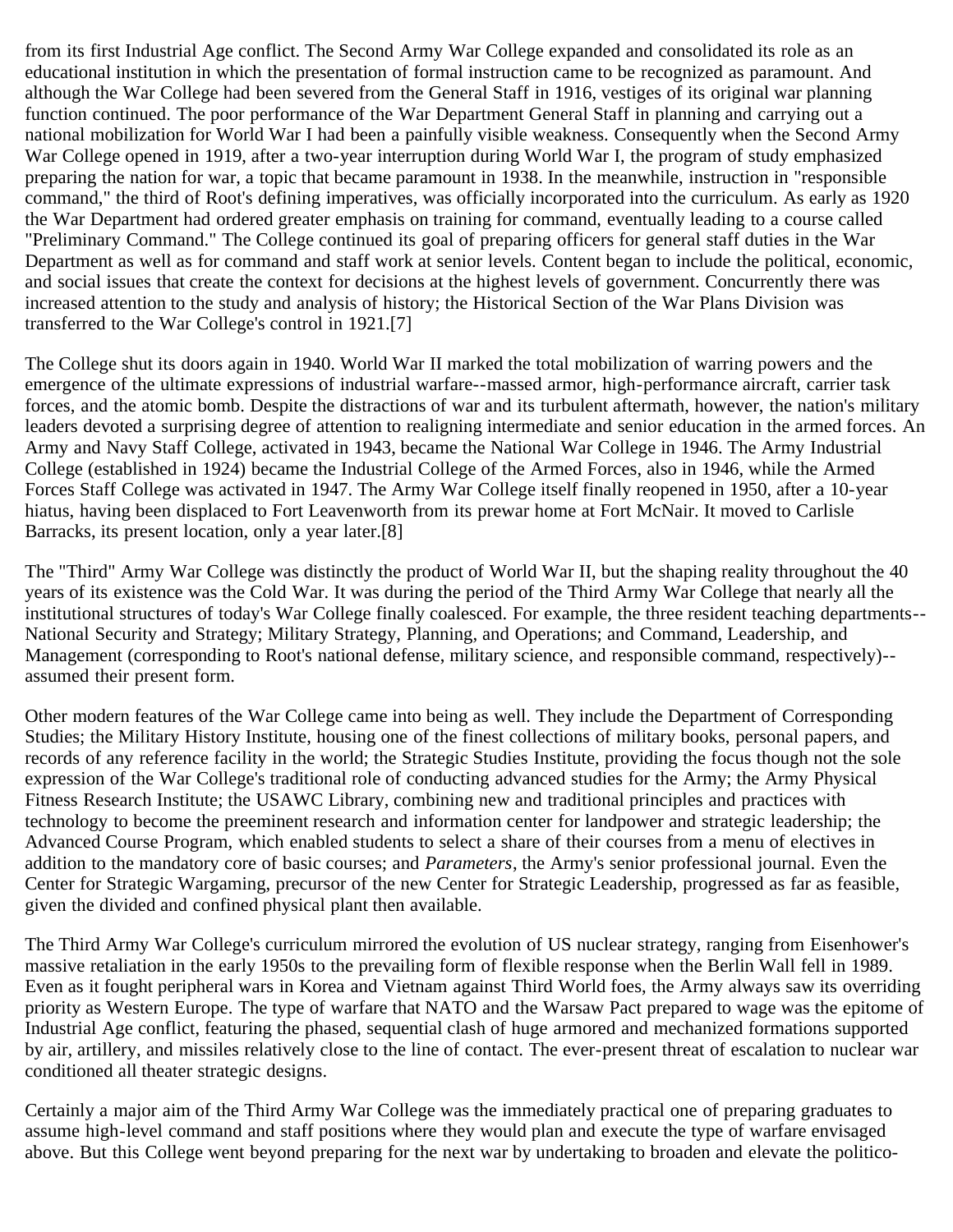from its first Industrial Age conflict. The Second Army War College expanded and consolidated its role as an educational institution in which the presentation of formal instruction came to be recognized as paramount. And although the War College had been severed from the General Staff in 1916, vestiges of its original war planning function continued. The poor performance of the War Department General Staff in planning and carrying out a national mobilization for World War I had been a painfully visible weakness. Consequently when the Second Army War College opened in 1919, after a two-year interruption during World War I, the program of study emphasized preparing the nation for war, a topic that became paramount in 1938. In the meanwhile, instruction in "responsible command," the third of Root's defining imperatives, was officially incorporated into the curriculum. As early as 1920 the War Department had ordered greater emphasis on training for command, eventually leading to a course called "Preliminary Command." The College continued its goal of preparing officers for general staff duties in the War Department as well as for command and staff work at senior levels. Content began to include the political, economic, and social issues that create the context for decisions at the highest levels of government. Concurrently there was increased attention to the study and analysis of history; the Historical Section of the War Plans Division was transferred to the War College's control in 1921.[7]

The College shut its doors again in 1940. World War II marked the total mobilization of warring powers and the emergence of the ultimate expressions of industrial warfare--massed armor, high-performance aircraft, carrier task forces, and the atomic bomb. Despite the distractions of war and its turbulent aftermath, however, the nation's military leaders devoted a surprising degree of attention to realigning intermediate and senior education in the armed forces. An Army and Navy Staff College, activated in 1943, became the National War College in 1946. The Army Industrial College (established in 1924) became the Industrial College of the Armed Forces, also in 1946, while the Armed Forces Staff College was activated in 1947. The Army War College itself finally reopened in 1950, after a 10-year hiatus, having been displaced to Fort Leavenworth from its prewar home at Fort McNair. It moved to Carlisle Barracks, its present location, only a year later.[8]

The "Third" Army War College was distinctly the product of World War II, but the shaping reality throughout the 40 years of its existence was the Cold War. It was during the period of the Third Army War College that nearly all the institutional structures of today's War College finally coalesced. For example, the three resident teaching departments--National Security and Strategy; Military Strategy, Planning, and Operations; and Command, Leadership, and Management (corresponding to Root's national defense, military science, and responsible command, respectively)--assumed their present form.

Other modern features of the War College came into being as well. They include the Department of Corresponding Studies; the Military History Institute, housing one of the finest collections of military books, personal papers, and records of any reference facility in the world; the Strategic Studies Institute, providing the focus though not the sole expression of the War College's traditional role of conducting advanced studies for the Army; the Army Physical Fitness Research Institute; the USAWC Library, combining new and traditional principles and practices with technology to become the preeminent research and information center for landpower and strategic leadership; the Advanced Course Program, which enabled students to select a share of their courses from a menu of electives in addition to the mandatory core of basic courses; and *Parameters*, the Army's senior professional journal. Even the Center for Strategic Wargaming, precursor of the new Center for Strategic Leadership, progressed as far as feasible, given the divided and confined physical plant then available.

The Third Army War College's curriculum mirrored the evolution of US nuclear strategy, ranging from Eisenhower's massive retaliation in the early 1950s to the prevailing form of flexible response when the Berlin Wall fell in 1989. Even as it fought peripheral wars in Korea and Vietnam against Third World foes, the Army always saw its overriding priority as Western Europe. The type of warfare that NATO and the Warsaw Pact prepared to wage was the epitome of Industrial Age conflict, featuring the phased, sequential clash of huge armored and mechanized formations supported by air, artillery, and missiles relatively close to the line of contact. The ever-present threat of escalation to nuclear war conditioned all theater strategic designs.

Certainly a major aim of the Third Army War College was the immediately practical one of preparing graduates to assume high-level command and staff positions where they would plan and execute the type of warfare envisaged above. But this College went beyond preparing for the next war by undertaking to broaden and elevate the politico-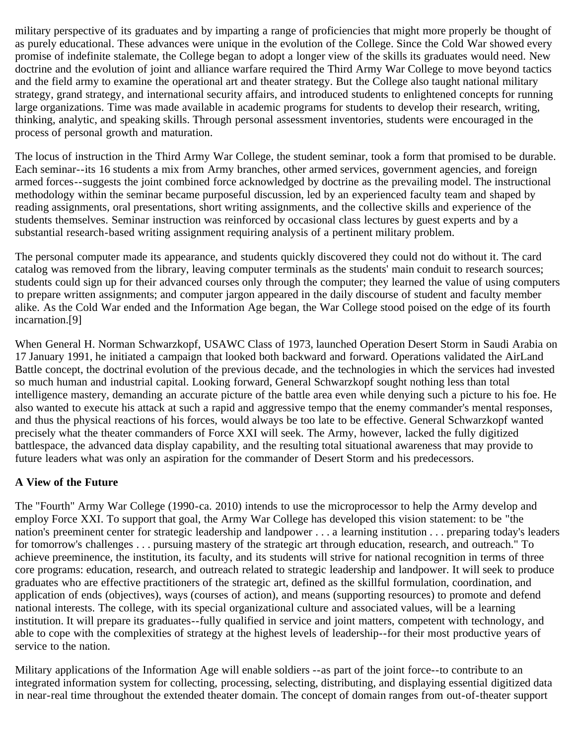military perspective of its graduates and by imparting a range of proficiencies that might more properly be thought of as purely educational. These advances were unique in the evolution of the College. Since the Cold War showed every promise of indefinite stalemate, the College began to adopt a longer view of the skills its graduates would need. New doctrine and the evolution of joint and alliance warfare required the Third Army War College to move beyond tactics and the field army to examine the operational art and theater strategy. But the College also taught national military strategy, grand strategy, and international security affairs, and introduced students to enlightened concepts for running large organizations. Time was made available in academic programs for students to develop their research, writing, thinking, analytic, and speaking skills. Through personal assessment inventories, students were encouraged in the process of personal growth and maturation.

The locus of instruction in the Third Army War College, the student seminar, took a form that promised to be durable. Each seminar--its 16 students a mix from Army branches, other armed services, government agencies, and foreign armed forces--suggests the joint combined force acknowledged by doctrine as the prevailing model. The instructional methodology within the seminar became purposeful discussion, led by an experienced faculty team and shaped by reading assignments, oral presentations, short writing assignments, and the collective skills and experience of the students themselves. Seminar instruction was reinforced by occasional class lectures by guest experts and by a substantial research-based writing assignment requiring analysis of a pertinent military problem.

The personal computer made its appearance, and students quickly discovered they could not do without it. The card catalog was removed from the library, leaving computer terminals as the students' main conduit to research sources; students could sign up for their advanced courses only through the computer; they learned the value of using computers to prepare written assignments; and computer jargon appeared in the daily discourse of student and faculty member alike. As the Cold War ended and the Information Age began, the War College stood poised on the edge of its fourth incarnation.[9]

When General H. Norman Schwarzkopf, USAWC Class of 1973, launched Operation Desert Storm in Saudi Arabia on 17 January 1991, he initiated a campaign that looked both backward and forward. Operations validated the AirLand Battle concept, the doctrinal evolution of the previous decade, and the technologies in which the services had invested so much human and industrial capital. Looking forward, General Schwarzkopf sought nothing less than total intelligence mastery, demanding an accurate picture of the battle area even while denying such a picture to his foe. He also wanted to execute his attack at such a rapid and aggressive tempo that the enemy commander's mental responses, and thus the physical reactions of his forces, would always be too late to be effective. General Schwarzkopf wanted precisely what the theater commanders of Force XXI will seek. The Army, however, lacked the fully digitized battlespace, the advanced data display capability, and the resulting total situational awareness that may provide to future leaders what was only an aspiration for the commander of Desert Storm and his predecessors.

**A View of the Future**

The "Fourth" Army War College (1990-ca. 2010) intends to use the microprocessor to help the Army develop and employ Force XXI. To support that goal, the Army War College has developed this vision statement: to be "the nation's preeminent center for strategic leadership and landpower . . . a learning institution . . . preparing today's leaders for tomorrow's challenges . . . pursuing mastery of the strategic art through education, research, and outreach." To achieve preeminence, the institution, its faculty, and its students will strive for national recognition in terms of three core programs: education, research, and outreach related to strategic leadership and landpower. It will seek to produce graduates who are effective practitioners of the strategic art, defined as the skillful formulation, coordination, and application of ends (objectives), ways (courses of action), and means (supporting resources) to promote and defend national interests. The college, with its special organizational culture and associated values, will be a learning institution. It will prepare its graduates--fully qualified in service and joint matters, competent with technology, and able to cope with the complexities of strategy at the highest levels of leadership--for their most productive years of service to the nation.

Military applications of the Information Age will enable soldiers --as part of the joint force--to contribute to an integrated information system for collecting, processing, selecting, distributing, and displaying essential digitized data in near-real time throughout the extended theater domain. The concept of domain ranges from out-of-theater support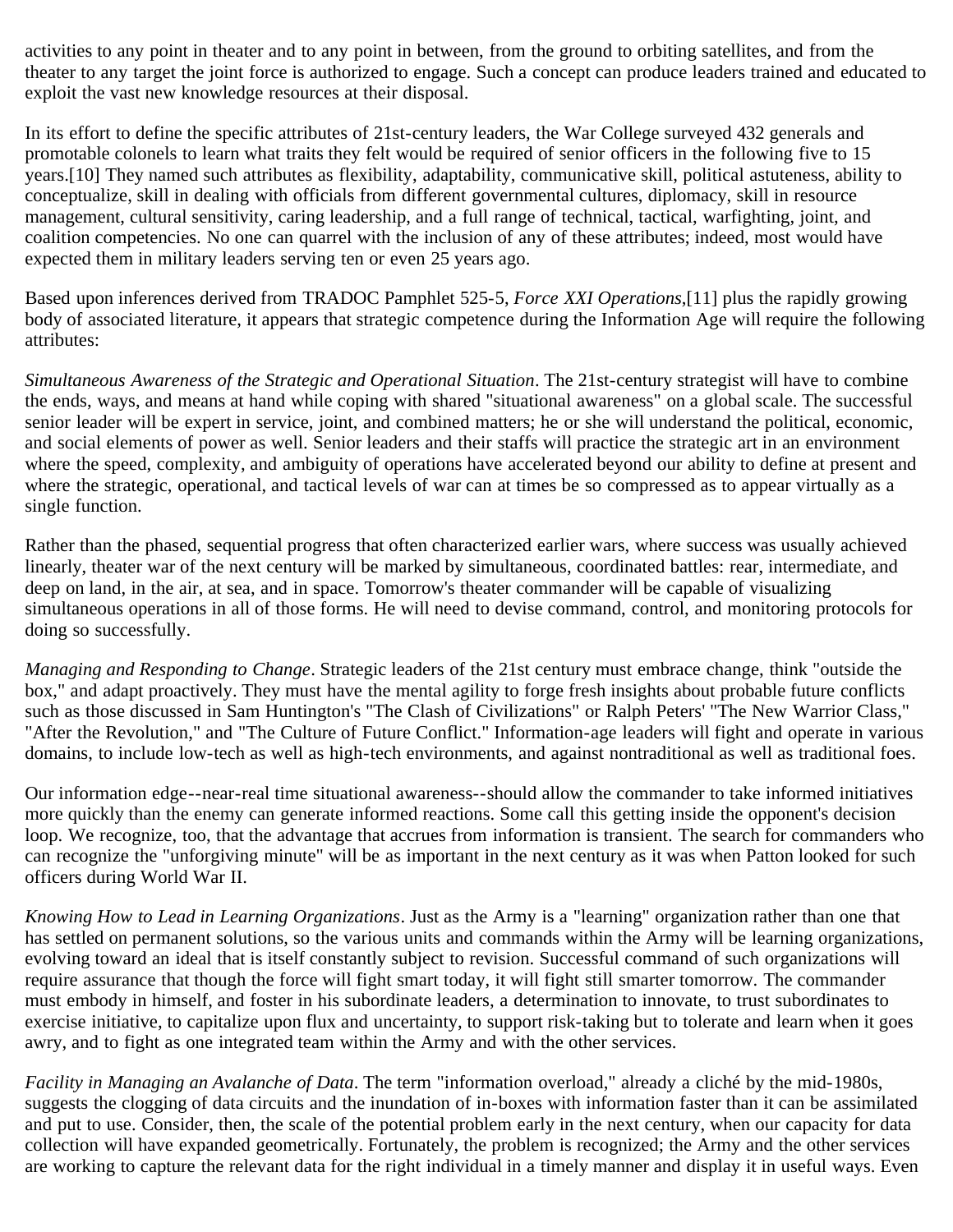activities to any point in theater and to any point in between, from the ground to orbiting satellites, and from the theater to any target the joint force is authorized to engage. Such a concept can produce leaders trained and educated to exploit the vast new knowledge resources at their disposal.

In its effort to define the specific attributes of 21st-century leaders, the War College surveyed 432 generals and promotable colonels to learn what traits they felt would be required of senior officers in the following five to 15 years.[10] They named such attributes as flexibility, adaptability, communicative skill, political astuteness, ability to conceptualize, skill in dealing with officials from different governmental cultures, diplomacy, skill in resource management, cultural sensitivity, caring leadership, and a full range of technical, tactical, warfighting, joint, and coalition competencies. No one can quarrel with the inclusion of any of these attributes; indeed, most would have expected them in military leaders serving ten or even 25 years ago.

Based upon inferences derived from TRADOC Pamphlet 525-5, *Force XXI Operations*,[11] plus the rapidly growing body of associated literature, it appears that strategic competence during the Information Age will require the following attributes:

*Simultaneous Awareness of the Strategic and Operational Situation*. The 21st-century strategist will have to combine the ends, ways, and means at hand while coping with shared "situational awareness" on a global scale. The successful senior leader will be expert in service, joint, and combined matters; he or she will understand the political, economic, and social elements of power as well. Senior leaders and their staffs will practice the strategic art in an environment where the speed, complexity, and ambiguity of operations have accelerated beyond our ability to define at present and where the strategic, operational, and tactical levels of war can at times be so compressed as to appear virtually as a single function.

Rather than the phased, sequential progress that often characterized earlier wars, where success was usually achieved linearly, theater war of the next century will be marked by simultaneous, coordinated battles: rear, intermediate, and deep on land, in the air, at sea, and in space. Tomorrow's theater commander will be capable of visualizing simultaneous operations in all of those forms. He will need to devise command, control, and monitoring protocols for doing so successfully.

*Managing and Responding to Change*. Strategic leaders of the 21st century must embrace change, think "outside the box," and adapt proactively. They must have the mental agility to forge fresh insights about probable future conflicts such as those discussed in Sam Huntington's "The Clash of Civilizations" or Ralph Peters' "The New Warrior Class," "After the Revolution," and "The Culture of Future Conflict." Information-age leaders will fight and operate in various domains, to include low-tech as well as high-tech environments, and against nontraditional as well as traditional foes.

Our information edge--near-real time situational awareness--should allow the commander to take informed initiatives more quickly than the enemy can generate informed reactions. Some call this getting inside the opponent's decision loop. We recognize, too, that the advantage that accrues from information is transient. The search for commanders who can recognize the "unforgiving minute" will be as important in the next century as it was when Patton looked for such officers during World War II.

*Knowing How to Lead in Learning Organizations*. Just as the Army is a "learning" organization rather than one that has settled on permanent solutions, so the various units and commands within the Army will be learning organizations, evolving toward an ideal that is itself constantly subject to revision. Successful command of such organizations will require assurance that though the force will fight smart today, it will fight still smarter tomorrow. The commander must embody in himself, and foster in his subordinate leaders, a determination to innovate, to trust subordinates to exercise initiative, to capitalize upon flux and uncertainty, to support risk-taking but to tolerate and learn when it goes awry, and to fight as one integrated team within the Army and with the other services.

*Facility in Managing an Avalanche of Data*. The term "information overload," already a cliché by the mid-1980s, suggests the clogging of data circuits and the inundation of in-boxes with information faster than it can be assimilated and put to use. Consider, then, the scale of the potential problem early in the next century, when our capacity for data collection will have expanded geometrically. Fortunately, the problem is recognized; the Army and the other services are working to capture the relevant data for the right individual in a timely manner and display it in useful ways. Even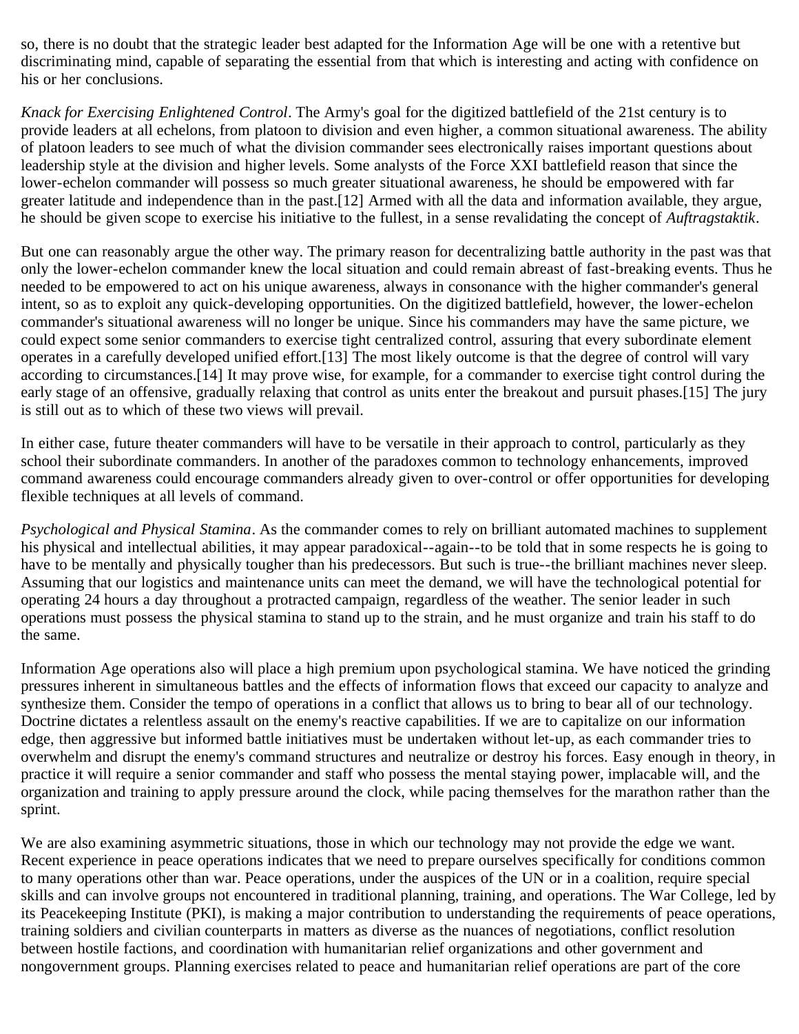so, there is no doubt that the strategic leader best adapted for the Information Age will be one with a retentive but discriminating mind, capable of separating the essential from that which is interesting and acting with confidence on his or her conclusions.

*Knack for Exercising Enlightened Control*. The Army's goal for the digitized battlefield of the 21st century is to provide leaders at all echelons, from platoon to division and even higher, a common situational awareness. The ability of platoon leaders to see much of what the division commander sees electronically raises important questions about leadership style at the division and higher levels. Some analysts of the Force XXI battlefield reason that since the lower-echelon commander will possess so much greater situational awareness, he should be empowered with far greater latitude and independence than in the past.[12] Armed with all the data and information available, they argue, he should be given scope to exercise his initiative to the fullest, in a sense revalidating the concept of *Auftragstaktik*.

But one can reasonably argue the other way. The primary reason for decentralizing battle authority in the past was that only the lower-echelon commander knew the local situation and could remain abreast of fast-breaking events. Thus he needed to be empowered to act on his unique awareness, always in consonance with the higher commander's general intent, so as to exploit any quick-developing opportunities. On the digitized battlefield, however, the lower-echelon commander's situational awareness will no longer be unique. Since his commanders may have the same picture, we could expect some senior commanders to exercise tight centralized control, assuring that every subordinate element operates in a carefully developed unified effort.[13] The most likely outcome is that the degree of control will vary according to circumstances.[14] It may prove wise, for example, for a commander to exercise tight control during the early stage of an offensive, gradually relaxing that control as units enter the breakout and pursuit phases.[15] The jury is still out as to which of these two views will prevail.

In either case, future theater commanders will have to be versatile in their approach to control, particularly as they school their subordinate commanders. In another of the paradoxes common to technology enhancements, improved command awareness could encourage commanders already given to over-control or offer opportunities for developing flexible techniques at all levels of command.

*Psychological and Physical Stamina*. As the commander comes to rely on brilliant automated machines to supplement his physical and intellectual abilities, it may appear paradoxical--again--to be told that in some respects he is going to have to be mentally and physically tougher than his predecessors. But such is true--the brilliant machines never sleep. Assuming that our logistics and maintenance units can meet the demand, we will have the technological potential for operating 24 hours a day throughout a protracted campaign, regardless of the weather. The senior leader in such operations must possess the physical stamina to stand up to the strain, and he must organize and train his staff to do the same.

Information Age operations also will place a high premium upon psychological stamina. We have noticed the grinding pressures inherent in simultaneous battles and the effects of information flows that exceed our capacity to analyze and synthesize them. Consider the tempo of operations in a conflict that allows us to bring to bear all of our technology. Doctrine dictates a relentless assault on the enemy's reactive capabilities. If we are to capitalize on our information edge, then aggressive but informed battle initiatives must be undertaken without let-up, as each commander tries to overwhelm and disrupt the enemy's command structures and neutralize or destroy his forces. Easy enough in theory, in practice it will require a senior commander and staff who possess the mental staying power, implacable will, and the organization and training to apply pressure around the clock, while pacing themselves for the marathon rather than the sprint.

We are also examining asymmetric situations, those in which our technology may not provide the edge we want. Recent experience in peace operations indicates that we need to prepare ourselves specifically for conditions common to many operations other than war. Peace operations, under the auspices of the UN or in a coalition, require special skills and can involve groups not encountered in traditional planning, training, and operations. The War College, led by its Peacekeeping Institute (PKI), is making a major contribution to understanding the requirements of peace operations, training soldiers and civilian counterparts in matters as diverse as the nuances of negotiations, conflict resolution between hostile factions, and coordination with humanitarian relief organizations and other government and nongovernment groups. Planning exercises related to peace and humanitarian relief operations are part of the core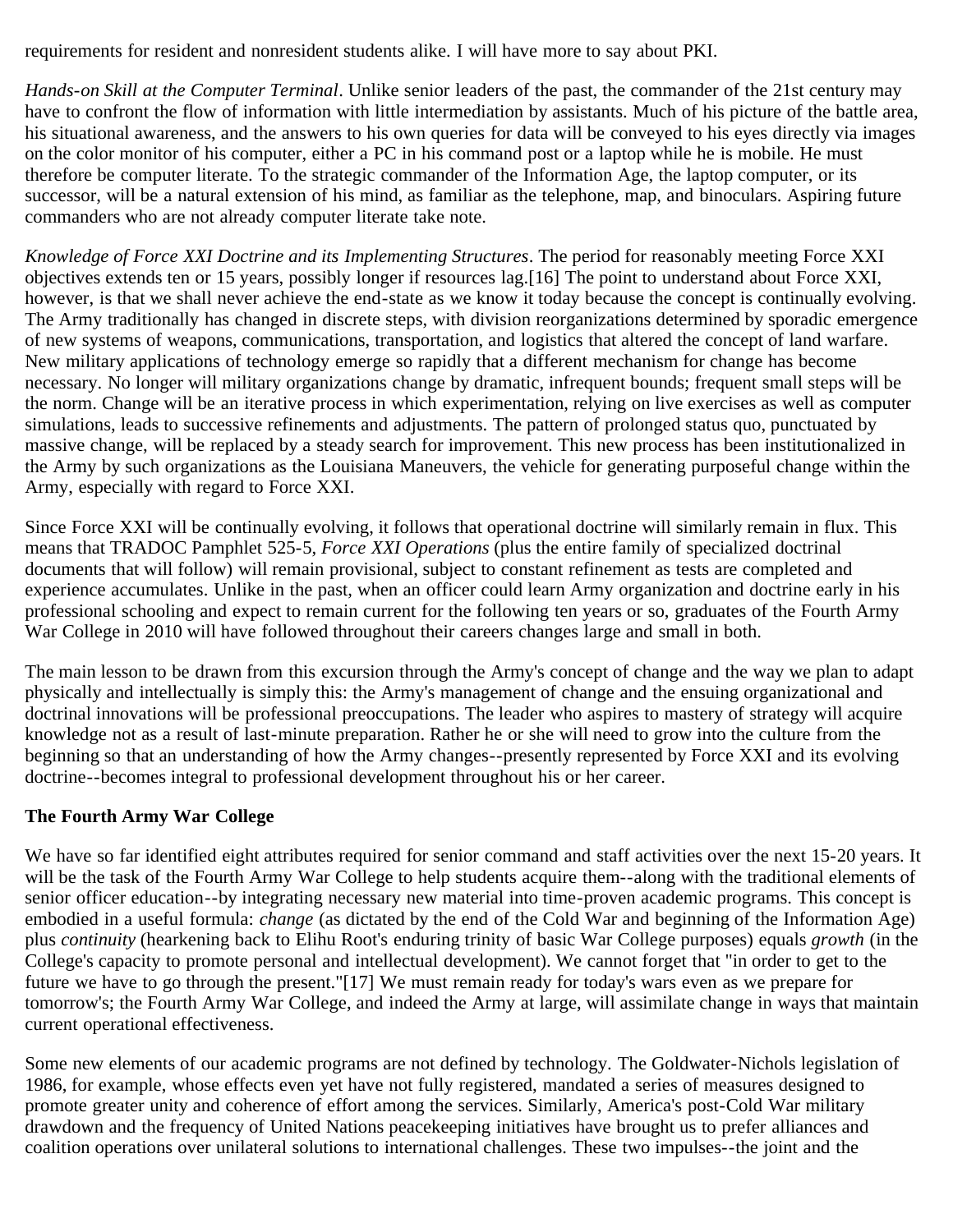requirements for resident and nonresident students alike. I will have more to say about PKI.

*Hands-on Skill at the Computer Terminal*. Unlike senior leaders of the past, the commander of the 21st century may have to confront the flow of information with little intermediation by assistants. Much of his picture of the battle area, his situational awareness, and the answers to his own queries for data will be conveyed to his eyes directly via images on the color monitor of his computer, either a PC in his command post or a laptop while he is mobile. He must therefore be computer literate. To the strategic commander of the Information Age, the laptop computer, or its successor, will be a natural extension of his mind, as familiar as the telephone, map, and binoculars. Aspiring future commanders who are not already computer literate take note.

*Knowledge of Force XXI Doctrine and its Implementing Structures*. The period for reasonably meeting Force XXI objectives extends ten or 15 years, possibly longer if resources lag.[16] The point to understand about Force XXI, however, is that we shall never achieve the end-state as we know it today because the concept is continually evolving. The Army traditionally has changed in discrete steps, with division reorganizations determined by sporadic emergence of new systems of weapons, communications, transportation, and logistics that altered the concept of land warfare. New military applications of technology emerge so rapidly that a different mechanism for change has become necessary. No longer will military organizations change by dramatic, infrequent bounds; frequent small steps will be the norm. Change will be an iterative process in which experimentation, relying on live exercises as well as computer simulations, leads to successive refinements and adjustments. The pattern of prolonged status quo, punctuated by massive change, will be replaced by a steady search for improvement. This new process has been institutionalized in the Army by such organizations as the Louisiana Maneuvers, the vehicle for generating purposeful change within the Army, especially with regard to Force XXI.

Since Force XXI will be continually evolving, it follows that operational doctrine will similarly remain in flux. This means that TRADOC Pamphlet 525-5, *Force XXI Operations* (plus the entire family of specialized doctrinal documents that will follow) will remain provisional, subject to constant refinement as tests are completed and experience accumulates. Unlike in the past, when an officer could learn Army organization and doctrine early in his professional schooling and expect to remain current for the following ten years or so, graduates of the Fourth Army War College in 2010 will have followed throughout their careers changes large and small in both.

The main lesson to be drawn from this excursion through the Army's concept of change and the way we plan to adapt physically and intellectually is simply this: the Army's management of change and the ensuing organizational and doctrinal innovations will be professional preoccupations. The leader who aspires to mastery of strategy will acquire knowledge not as a result of last-minute preparation. Rather he or she will need to grow into the culture from the beginning so that an understanding of how the Army changes--presently represented by Force XXI and its evolving doctrine--becomes integral to professional development throughout his or her career.

**The Fourth Army War College**

We have so far identified eight attributes required for senior command and staff activities over the next 15-20 years. It will be the task of the Fourth Army War College to help students acquire them--along with the traditional elements of senior officer education--by integrating necessary new material into time-proven academic programs. This concept is embodied in a useful formula: *change* (as dictated by the end of the Cold War and beginning of the Information Age) plus *continuity* (hearkening back to Elihu Root's enduring trinity of basic War College purposes) equals *growth* (in the College's capacity to promote personal and intellectual development). We cannot forget that "in order to get to the future we have to go through the present."[17] We must remain ready for today's wars even as we prepare for tomorrow's; the Fourth Army War College, and indeed the Army at large, will assimilate change in ways that maintain current operational effectiveness.

Some new elements of our academic programs are not defined by technology. The Goldwater-Nichols legislation of 1986, for example, whose effects even yet have not fully registered, mandated a series of measures designed to promote greater unity and coherence of effort among the services. Similarly, America's post-Cold War military drawdown and the frequency of United Nations peacekeeping initiatives have brought us to prefer alliances and coalition operations over unilateral solutions to international challenges. These two impulses--the joint and the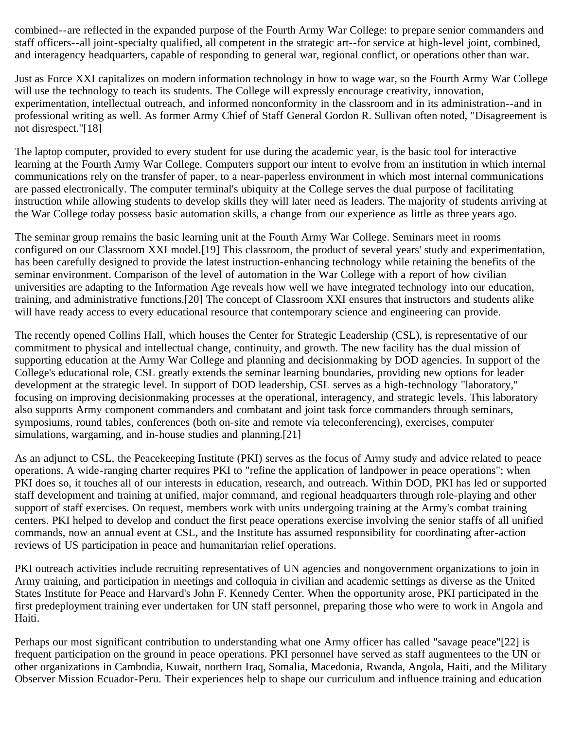combined--are reflected in the expanded purpose of the Fourth Army War College: to prepare senior commanders and staff officers--all joint-specialty qualified, all competent in the strategic art--for service at high-level joint, combined, and interagency headquarters, capable of responding to general war, regional conflict, or operations other than war.

Just as Force XXI capitalizes on modern information technology in how to wage war, so the Fourth Army War College will use the technology to teach its students. The College will expressly encourage creativity, innovation, experimentation, intellectual outreach, and informed nonconformity in the classroom and in its administration--and in professional writing as well. As former Army Chief of Staff General Gordon R. Sullivan often noted, "Disagreement is not disrespect."[18]

The laptop computer, provided to every student for use during the academic year, is the basic tool for interactive learning at the Fourth Army War College. Computers support our intent to evolve from an institution in which internal communications rely on the transfer of paper, to a near-paperless environment in which most internal communications are passed electronically. The computer terminal's ubiquity at the College serves the dual purpose of facilitating instruction while allowing students to develop skills they will later need as leaders. The majority of students arriving at the War College today possess basic automation skills, a change from our experience as little as three years ago.

The seminar group remains the basic learning unit at the Fourth Army War College. Seminars meet in rooms configured on our Classroom XXI model.[19] This classroom, the product of several years' study and experimentation, has been carefully designed to provide the latest instruction-enhancing technology while retaining the benefits of the seminar environment. Comparison of the level of automation in the War College with a report of how civilian universities are adapting to the Information Age reveals how well we have integrated technology into our education, training, and administrative functions.[20] The concept of Classroom XXI ensures that instructors and students alike will have ready access to every educational resource that contemporary science and engineering can provide.

The recently opened Collins Hall, which houses the Center for Strategic Leadership (CSL), is representative of our commitment to physical and intellectual change, continuity, and growth. The new facility has the dual mission of supporting education at the Army War College and planning and decisionmaking by DOD agencies. In support of the College's educational role, CSL greatly extends the seminar learning boundaries, providing new options for leader development at the strategic level. In support of DOD leadership, CSL serves as a high-technology "laboratory," focusing on improving decisionmaking processes at the operational, interagency, and strategic levels. This laboratory also supports Army component commanders and combatant and joint task force commanders through seminars, symposiums, round tables, conferences (both on-site and remote via teleconferencing), exercises, computer simulations, wargaming, and in-house studies and planning.[21]

As an adjunct to CSL, the Peacekeeping Institute (PKI) serves as the focus of Army study and advice related to peace operations. A wide-ranging charter requires PKI to "refine the application of landpower in peace operations"; when PKI does so, it touches all of our interests in education, research, and outreach. Within DOD, PKI has led or supported staff development and training at unified, major command, and regional headquarters through role-playing and other support of staff exercises. On request, members work with units undergoing training at the Army's combat training centers. PKI helped to develop and conduct the first peace operations exercise involving the senior staffs of all unified commands, now an annual event at CSL, and the Institute has assumed responsibility for coordinating after-action reviews of US participation in peace and humanitarian relief operations.

PKI outreach activities include recruiting representatives of UN agencies and nongovernment organizations to join in Army training, and participation in meetings and colloquia in civilian and academic settings as diverse as the United States Institute for Peace and Harvard's John F. Kennedy Center. When the opportunity arose, PKI participated in the first predeployment training ever undertaken for UN staff personnel, preparing those who were to work in Angola and Haiti.

Perhaps our most significant contribution to understanding what one Army officer has called "savage peace"[22] is frequent participation on the ground in peace operations. PKI personnel have served as staff augmentees to the UN or other organizations in Cambodia, Kuwait, northern Iraq, Somalia, Macedonia, Rwanda, Angola, Haiti, and the Military Observer Mission Ecuador-Peru. Their experiences help to shape our curriculum and influence training and education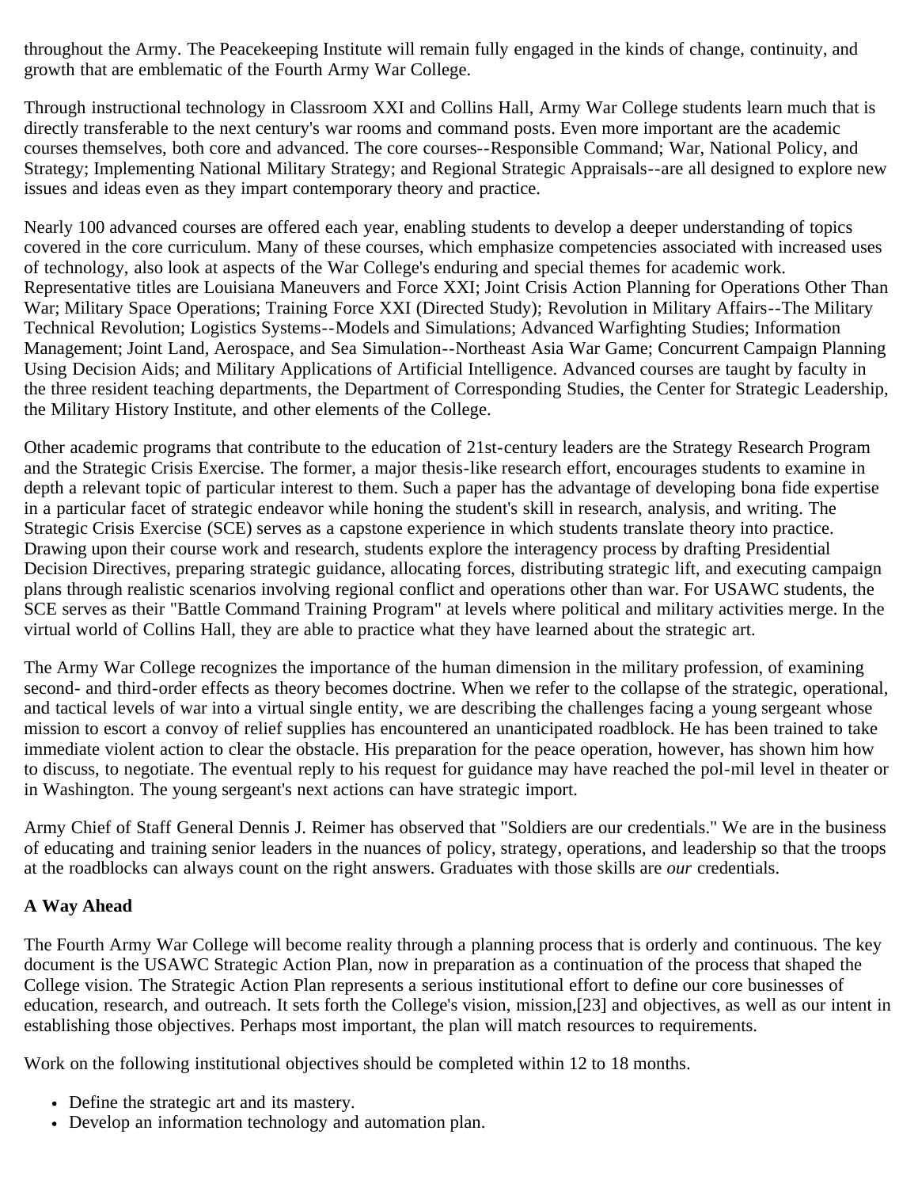throughout the Army. The Peacekeeping Institute will remain fully engaged in the kinds of change, continuity, and growth that are emblematic of the Fourth Army War College.

Through instructional technology in Classroom XXI and Collins Hall, Army War College students learn much that is directly transferable to the next century's war rooms and command posts. Even more important are the academic courses themselves, both core and advanced. The core courses--Responsible Command; War, National Policy, and Strategy; Implementing National Military Strategy; and Regional Strategic Appraisals--are all designed to explore new issues and ideas even as they impart contemporary theory and practice.

Nearly 100 advanced courses are offered each year, enabling students to develop a deeper understanding of topics covered in the core curriculum. Many of these courses, which emphasize competencies associated with increased uses of technology, also look at aspects of the War College's enduring and special themes for academic work. Representative titles are Louisiana Maneuvers and Force XXI; Joint Crisis Action Planning for Operations Other Than War; Military Space Operations; Training Force XXI (Directed Study); Revolution in Military Affairs--The Military Technical Revolution; Logistics Systems--Models and Simulations; Advanced Warfighting Studies; Information Management; Joint Land, Aerospace, and Sea Simulation--Northeast Asia War Game; Concurrent Campaign Planning Using Decision Aids; and Military Applications of Artificial Intelligence. Advanced courses are taught by faculty in the three resident teaching departments, the Department of Corresponding Studies, the Center for Strategic Leadership, the Military History Institute, and other elements of the College.

Other academic programs that contribute to the education of 21st-century leaders are the Strategy Research Program and the Strategic Crisis Exercise. The former, a major thesis-like research effort, encourages students to examine in depth a relevant topic of particular interest to them. Such a paper has the advantage of developing bona fide expertise in a particular facet of strategic endeavor while honing the student's skill in research, analysis, and writing. The Strategic Crisis Exercise (SCE) serves as a capstone experience in which students translate theory into practice. Drawing upon their course work and research, students explore the interagency process by drafting Presidential Decision Directives, preparing strategic guidance, allocating forces, distributing strategic lift, and executing campaign plans through realistic scenarios involving regional conflict and operations other than war. For USAWC students, the SCE serves as their "Battle Command Training Program" at levels where political and military activities merge. In the virtual world of Collins Hall, they are able to practice what they have learned about the strategic art.

The Army War College recognizes the importance of the human dimension in the military profession, of examining second- and third-order effects as theory becomes doctrine. When we refer to the collapse of the strategic, operational, and tactical levels of war into a virtual single entity, we are describing the challenges facing a young sergeant whose mission to escort a convoy of relief supplies has encountered an unanticipated roadblock. He has been trained to take immediate violent action to clear the obstacle. His preparation for the peace operation, however, has shown him how to discuss, to negotiate. The eventual reply to his request for guidance may have reached the pol-mil level in theater or in Washington. The young sergeant's next actions can have strategic import.

Army Chief of Staff General Dennis J. Reimer has observed that "Soldiers are our credentials." We are in the business of educating and training senior leaders in the nuances of policy, strategy, operations, and leadership so that the troops at the roadblocks can always count on the right answers. Graduates with those skills are *our* credentials.

**A Way Ahead**

The Fourth Army War College will become reality through a planning process that is orderly and continuous. The key document is the USAWC Strategic Action Plan, now in preparation as a continuation of the process that shaped the College vision. The Strategic Action Plan represents a serious institutional effort to define our core businesses of education, research, and outreach. It sets forth the College's vision, mission,[23] and objectives, as well as our intent in establishing those objectives. Perhaps most important, the plan will match resources to requirements.

Work on the following institutional objectives should be completed within 12 to 18 months.

- Define the strategic art and its mastery.
- Develop an information technology and automation plan.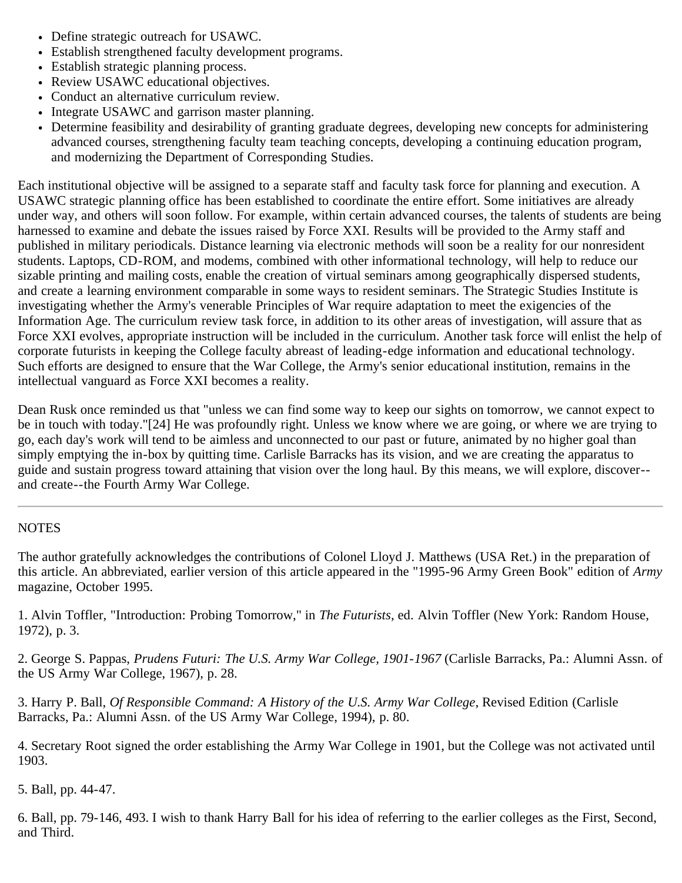- Define strategic outreach for USAWC.
- Establish strengthened faculty development programs.
- Establish strategic planning process.
- Review USAWC educational objectives.
- Conduct an alternative curriculum review.
- Integrate USAWC and garrison master planning.
- Determine feasibility and desirability of granting graduate degrees, developing new concepts for administering advanced courses, strengthening faculty team teaching concepts, developing a continuing education program, and modernizing the Department of Corresponding Studies.

Each institutional objective will be assigned to a separate staff and faculty task force for planning and execution. A USAWC strategic planning office has been established to coordinate the entire effort. Some initiatives are already under way, and others will soon follow. For example, within certain advanced courses, the talents of students are being harnessed to examine and debate the issues raised by Force XXI. Results will be provided to the Army staff and published in military periodicals. Distance learning via electronic methods will soon be a reality for our nonresident students. Laptops, CD-ROM, and modems, combined with other informational technology, will help to reduce our sizable printing and mailing costs, enable the creation of virtual seminars among geographically dispersed students, and create a learning environment comparable in some ways to resident seminars. The Strategic Studies Institute is investigating whether the Army's venerable Principles of War require adaptation to meet the exigencies of the Information Age. The curriculum review task force, in addition to its other areas of investigation, will assure that as Force XXI evolves, appropriate instruction will be included in the curriculum. Another task force will enlist the help of corporate futurists in keeping the College faculty abreast of leading-edge information and educational technology. Such efforts are designed to ensure that the War College, the Army's senior educational institution, remains in the intellectual vanguard as Force XXI becomes a reality.

Dean Rusk once reminded us that "unless we can find some way to keep our sights on tomorrow, we cannot expect to be in touch with today."[24] He was profoundly right. Unless we know where we are going, or where we are trying to go, each day's work will tend to be aimless and unconnected to our past or future, animated by no higher goal than simply emptying the in-box by quitting time. Carlisle Barracks has its vision, and we are creating the apparatus to guide and sustain progress toward attaining that vision over the long haul. By this means, we will explore, discover--and create--the Fourth Army War College.

---

NOTES

The author gratefully acknowledges the contributions of Colonel Lloyd J. Matthews (USA Ret.) in the preparation of this article. An abbreviated, earlier version of this article appeared in the "1995-96 Army Green Book" edition of *Army* magazine, October 1995.

1. Alvin Toffler, "Introduction: Probing Tomorrow," in *The Futurists*, ed. Alvin Toffler (New York: Random House, 1972), p. 3.

2. George S. Pappas, *Prudens Futuri: The U.S. Army War College, 1901-1967* (Carlisle Barracks, Pa.: Alumni Assn. of the US Army War College, 1967), p. 28.

3. Harry P. Ball, *Of Responsible Command: A History of the U.S. Army War College*, Revised Edition (Carlisle Barracks, Pa.: Alumni Assn. of the US Army War College, 1994), p. 80.

4. Secretary Root signed the order establishing the Army War College in 1901, but the College was not activated until 1903.

5. Ball, pp. 44-47.

6. Ball, pp. 79-146, 493. I wish to thank Harry Ball for his idea of referring to the earlier colleges as the First, Second, and Third.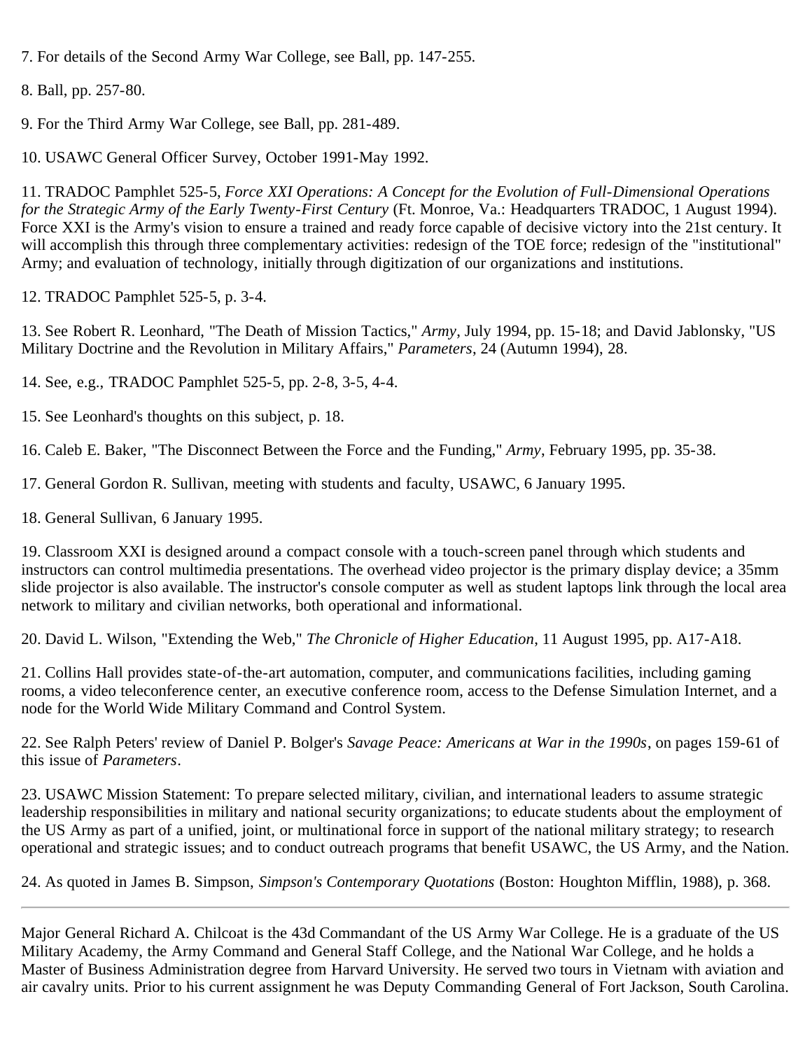7. For details of the Second Army War College, see Ball, pp. 147-255.

8. Ball, pp. 257-80.

9. For the Third Army War College, see Ball, pp. 281-489.

10. USAWC General Officer Survey, October 1991-May 1992.

11. TRADOC Pamphlet 525-5, *Force XXI Operations: A Concept for the Evolution of Full-Dimensional Operations for the Strategic Army of the Early Twenty-First Century* (Ft. Monroe, Va.: Headquarters TRADOC, 1 August 1994). Force XXI is the Army's vision to ensure a trained and ready force capable of decisive victory into the 21st century. It will accomplish this through three complementary activities: redesign of the TOE force; redesign of the "institutional" Army; and evaluation of technology, initially through digitization of our organizations and institutions.

12. TRADOC Pamphlet 525-5, p. 3-4.

13. See Robert R. Leonhard, "The Death of Mission Tactics," *Army*, July 1994, pp. 15-18; and David Jablonsky, "US Military Doctrine and the Revolution in Military Affairs," *Parameters*, 24 (Autumn 1994), 28.

14. See, e.g., TRADOC Pamphlet 525-5, pp. 2-8, 3-5, 4-4.

15. See Leonhard's thoughts on this subject, p. 18.

16. Caleb E. Baker, "The Disconnect Between the Force and the Funding," *Army*, February 1995, pp. 35-38.

17. General Gordon R. Sullivan, meeting with students and faculty, USAWC, 6 January 1995.

18. General Sullivan, 6 January 1995.

19. Classroom XXI is designed around a compact console with a touch-screen panel through which students and instructors can control multimedia presentations. The overhead video projector is the primary display device; a 35mm slide projector is also available. The instructor's console computer as well as student laptops link through the local area network to military and civilian networks, both operational and informational.

20. David L. Wilson, "Extending the Web," *The Chronicle of Higher Education*, 11 August 1995, pp. A17-A18.

21. Collins Hall provides state-of-the-art automation, computer, and communications facilities, including gaming rooms, a video teleconference center, an executive conference room, access to the Defense Simulation Internet, and a node for the World Wide Military Command and Control System.

22. See Ralph Peters' review of Daniel P. Bolger's *Savage Peace: Americans at War in the 1990s*, on pages 159-61 of this issue of *Parameters*.

23. USAWC Mission Statement: To prepare selected military, civilian, and international leaders to assume strategic leadership responsibilities in military and national security organizations; to educate students about the employment of the US Army as part of a unified, joint, or multinational force in support of the national military strategy; to research operational and strategic issues; and to conduct outreach programs that benefit USAWC, the US Army, and the Nation.

24. As quoted in James B. Simpson, *Simpson's Contemporary Quotations* (Boston: Houghton Mifflin, 1988), p. 368.

---

Major General Richard A. Chilcoat is the 43d Commandant of the US Army War College. He is a graduate of the US Military Academy, the Army Command and General Staff College, and the National War College, and he holds a Master of Business Administration degree from Harvard University. He served two tours in Vietnam with aviation and air cavalry units. Prior to his current assignment he was Deputy Commanding General of Fort Jackson, South Carolina.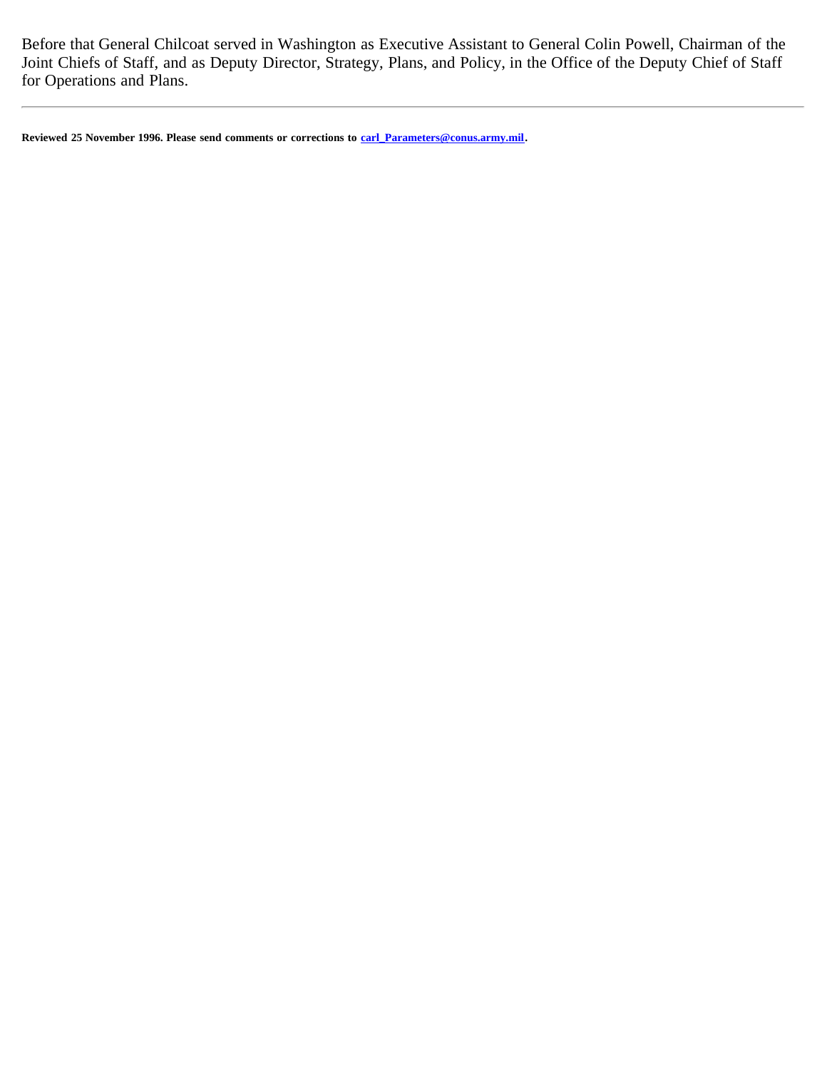Before that General Chilcoat served in Washington as Executive Assistant to General Colin Powell, Chairman of the Joint Chiefs of Staff, and as Deputy Director, Strategy, Plans, and Policy, in the Office of the Deputy Chief of Staff for Operations and Plans.

---

**Reviewed 25 November 1996. Please send comments or corrections to carl_Parameters@conus.army.mil.**